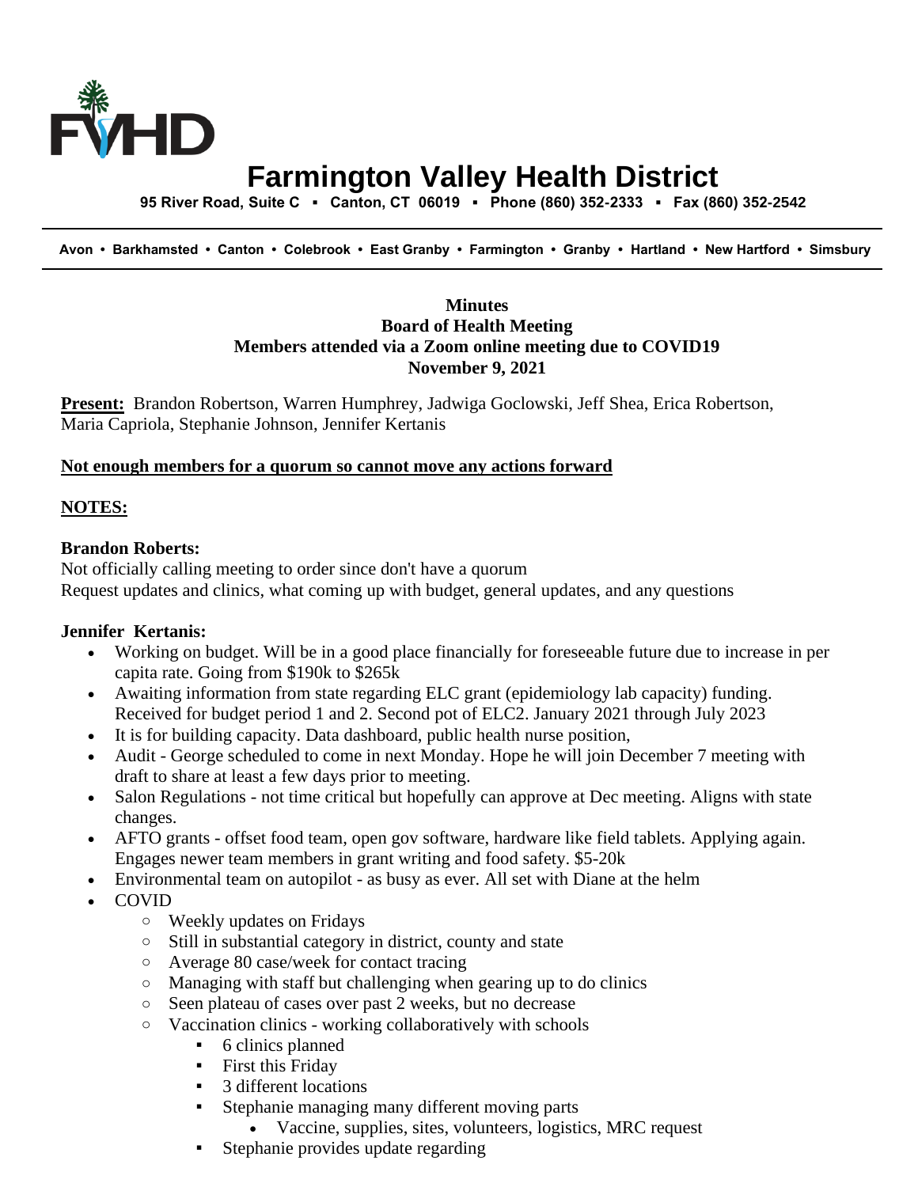# Farmington Valley Health District

**95 River Road, Suite C ▪ Canton, CT 06019 ▪ Phone (860) 352-2333 ▪ Fax (860) 352-2542**

**Avon • Barkhamsted • Canton • Colebrook • East Granby • Farmington • Granby • Hartland • New Hartford • Simsbury**

**Minutes**
**Board of Health Meeting**
**Members attended via a Zoom online meeting due to COVID19**
**November 9, 2021**

**Present:** Brandon Robertson, Warren Humphrey, Jadwiga Goclowski, Jeff Shea, Erica Robertson, Maria Capriola, Stephanie Johnson, Jennifer Kertanis

**Not enough members for a quorum so cannot move any actions forward**

**NOTES:**

**Brandon Roberts:**
Not officially calling meeting to order since don't have a quorum
Request updates and clinics, what coming up with budget, general updates, and any questions

**Jennifer Kertanis:**

- Working on budget. Will be in a good place financially for foreseeable future due to increase in per capita rate. Going from $190k to $265k
- Awaiting information from state regarding ELC grant (epidemiology lab capacity) funding. Received for budget period 1 and 2. Second pot of ELC2. January 2021 through July 2023
- It is for building capacity. Data dashboard, public health nurse position,
- Audit - George scheduled to come in next Monday. Hope he will join December 7 meeting with draft to share at least a few days prior to meeting.
- Salon Regulations - not time critical but hopefully can approve at Dec meeting. Aligns with state changes.
- AFTO grants - offset food team, open gov software, hardware like field tablets. Applying again. Engages newer team members in grant writing and food safety. $5-20k
- Environmental team on autopilot - as busy as ever. All set with Diane at the helm
- COVID
  - Weekly updates on Fridays
  - Still in substantial category in district, county and state
  - Average 80 case/week for contact tracing
  - Managing with staff but challenging when gearing up to do clinics
  - Seen plateau of cases over past 2 weeks, but no decrease
  - Vaccination clinics - working collaboratively with schools
    - 6 clinics planned
    - First this Friday
    - 3 different locations
    - Stephanie managing many different moving parts
      - Vaccine, supplies, sites, volunteers, logistics, MRC request
    - Stephanie provides update regarding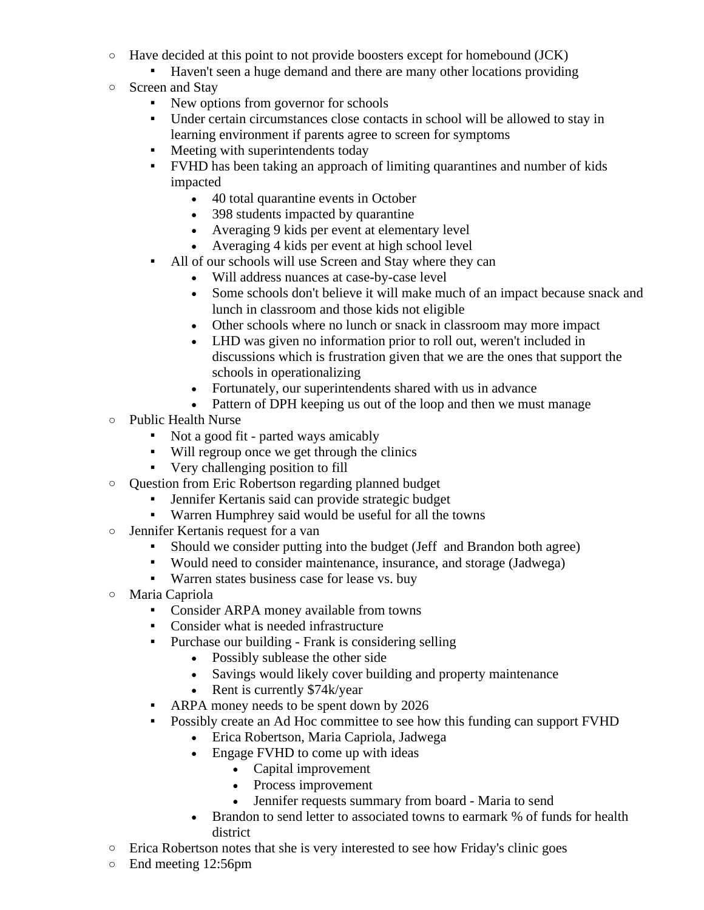- Have decided at this point to not provide boosters except for homebound (JCK)
  - Haven't seen a huge demand and there are many other locations providing
- Screen and Stay
  - New options from governor for schools
  - Under certain circumstances close contacts in school will be allowed to stay in learning environment if parents agree to screen for symptoms
  - Meeting with superintendents today
  - FVHD has been taking an approach of limiting quarantines and number of kids impacted
    - 40 total quarantine events in October
    - 398 students impacted by quarantine
    - Averaging 9 kids per event at elementary level
    - Averaging 4 kids per event at high school level
  - All of our schools will use Screen and Stay where they can
    - Will address nuances at case-by-case level
    - Some schools don't believe it will make much of an impact because snack and lunch in classroom and those kids not eligible
    - Other schools where no lunch or snack in classroom may more impact
    - LHD was given no information prior to roll out, weren't included in discussions which is frustration given that we are the ones that support the schools in operationalizing
    - Fortunately, our superintendents shared with us in advance
    - Pattern of DPH keeping us out of the loop and then we must manage
- Public Health Nurse
  - Not a good fit - parted ways amicably
  - Will regroup once we get through the clinics
  - Very challenging position to fill
- Question from Eric Robertson regarding planned budget
  - Jennifer Kertanis said can provide strategic budget
  - Warren Humphrey said would be useful for all the towns
- Jennifer Kertanis request for a van
  - Should we consider putting into the budget (Jeff and Brandon both agree)
  - Would need to consider maintenance, insurance, and storage (Jadwega)
  - Warren states business case for lease vs. buy
- Maria Capriola
  - Consider ARPA money available from towns
  - Consider what is needed infrastructure
  - Purchase our building - Frank is considering selling
    - Possibly sublease the other side
    - Savings would likely cover building and property maintenance
    - Rent is currently $74k/year
  - ARPA money needs to be spent down by 2026
  - Possibly create an Ad Hoc committee to see how this funding can support FVHD
    - Erica Robertson, Maria Capriola, Jadwega
    - Engage FVHD to come up with ideas
      - Capital improvement
      - Process improvement
      - Jennifer requests summary from board - Maria to send
    - Brandon to send letter to associated towns to earmark % of funds for health district
- Erica Robertson notes that she is very interested to see how Friday's clinic goes
- End meeting 12:56pm